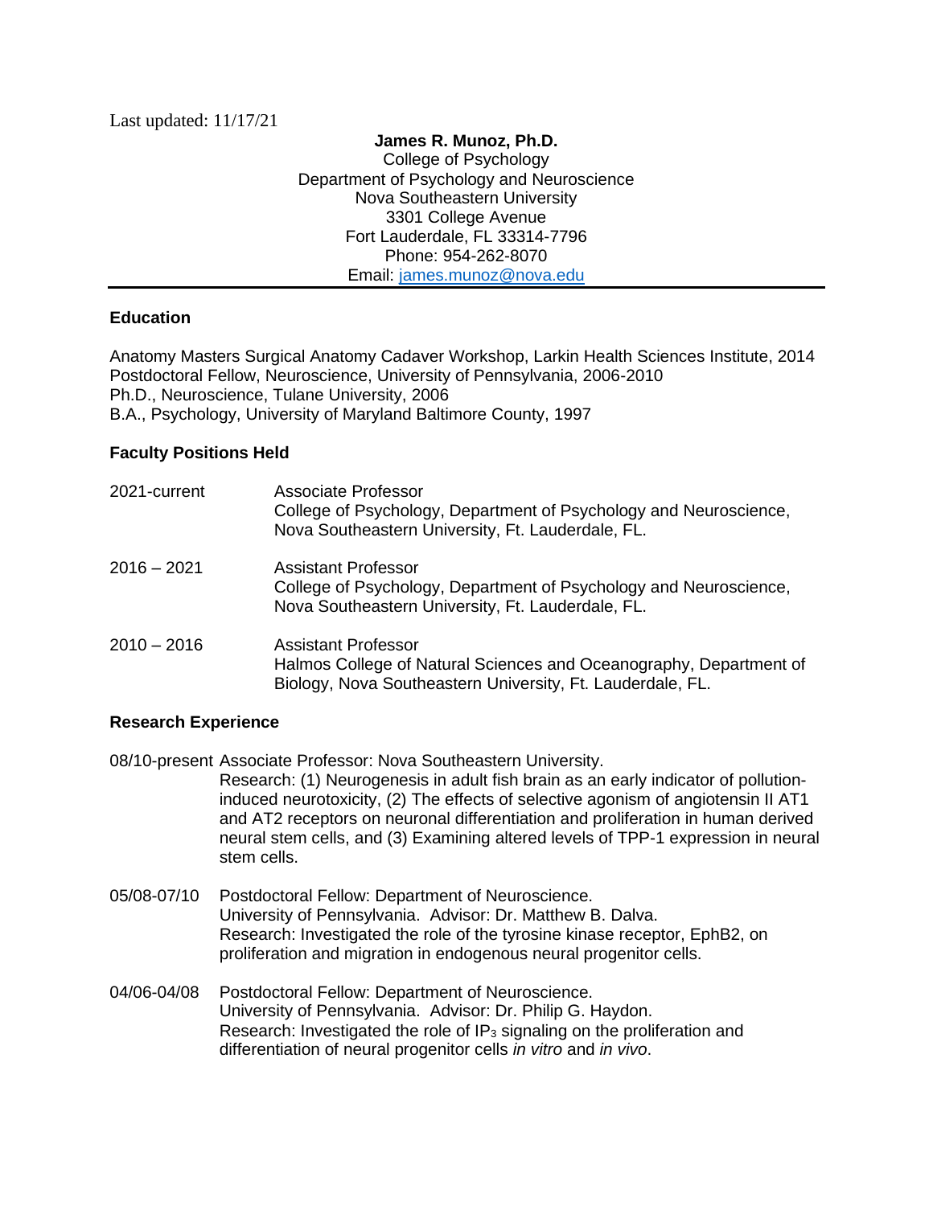Last updated: 11/17/21

**James R. Munoz, Ph.D.**
College of Psychology
Department of Psychology and Neuroscience
Nova Southeastern University
3301 College Avenue
Fort Lauderdale, FL 33314-7796
Phone: 954-262-8070
Email: james.munoz@nova.edu

---

## Education

Anatomy Masters Surgical Anatomy Cadaver Workshop, Larkin Health Sciences Institute, 2014
Postdoctoral Fellow, Neuroscience, University of Pennsylvania, 2006-2010
Ph.D., Neuroscience, Tulane University, 2006
B.A., Psychology, University of Maryland Baltimore County, 1997

## Faculty Positions Held

2021-current — Associate Professor
College of Psychology, Department of Psychology and Neuroscience, Nova Southeastern University, Ft. Lauderdale, FL.

2016 – 2021 — Assistant Professor
College of Psychology, Department of Psychology and Neuroscience, Nova Southeastern University, Ft. Lauderdale, FL.

2010 – 2016 — Assistant Professor
Halmos College of Natural Sciences and Oceanography, Department of Biology, Nova Southeastern University, Ft. Lauderdale, FL.

## Research Experience

08/10-present — Associate Professor: Nova Southeastern University.
Research: (1) Neurogenesis in adult fish brain as an early indicator of pollution-induced neurotoxicity, (2) The effects of selective agonism of angiotensin II AT1 and AT2 receptors on neuronal differentiation and proliferation in human derived neural stem cells, and (3) Examining altered levels of TPP-1 expression in neural stem cells.

05/08-07/10 — Postdoctoral Fellow: Department of Neuroscience.
University of Pennsylvania. Advisor: Dr. Matthew B. Dalva.
Research: Investigated the role of the tyrosine kinase receptor, EphB2, on proliferation and migration in endogenous neural progenitor cells.

04/06-04/08 — Postdoctoral Fellow: Department of Neuroscience.
University of Pennsylvania. Advisor: Dr. Philip G. Haydon.
Research: Investigated the role of $IP_3$ signaling on the proliferation and differentiation of neural progenitor cells *in vitro* and *in vivo*.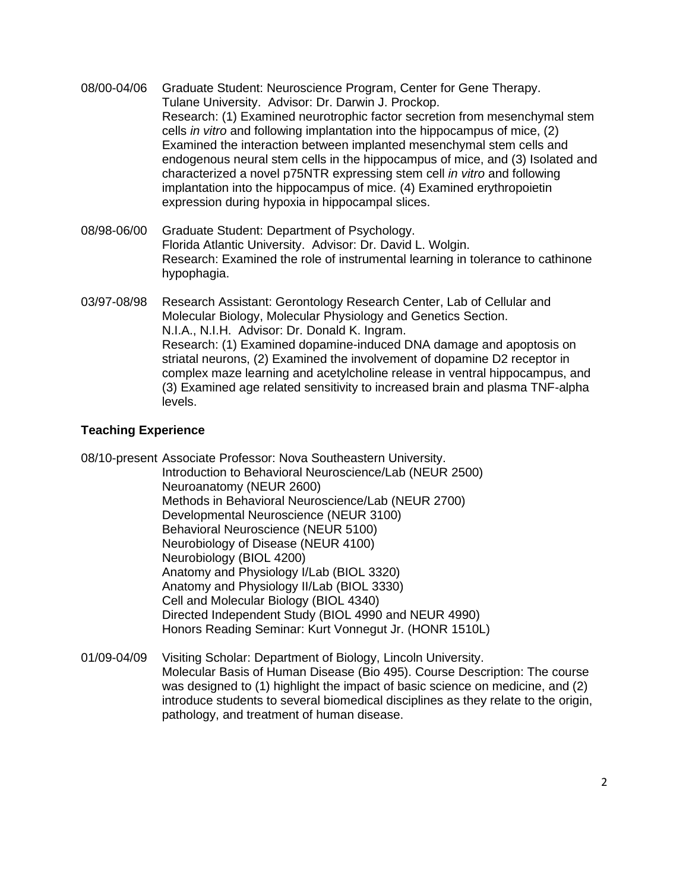08/00-04/06 Graduate Student: Neuroscience Program, Center for Gene Therapy.
Tulane University. Advisor: Dr. Darwin J. Prockop.
Research: (1) Examined neurotrophic factor secretion from mesenchymal stem cells *in vitro* and following implantation into the hippocampus of mice, (2) Examined the interaction between implanted mesenchymal stem cells and endogenous neural stem cells in the hippocampus of mice, and (3) Isolated and characterized a novel p75NTR expressing stem cell *in vitro* and following implantation into the hippocampus of mice. (4) Examined erythropoietin expression during hypoxia in hippocampal slices.

08/98-06/00 Graduate Student: Department of Psychology.
Florida Atlantic University. Advisor: Dr. David L. Wolgin.
Research: Examined the role of instrumental learning in tolerance to cathinone hypophagia.

03/97-08/98 Research Assistant: Gerontology Research Center, Lab of Cellular and Molecular Biology, Molecular Physiology and Genetics Section.
N.I.A., N.I.H. Advisor: Dr. Donald K. Ingram.
Research: (1) Examined dopamine-induced DNA damage and apoptosis on striatal neurons, (2) Examined the involvement of dopamine D2 receptor in complex maze learning and acetylcholine release in ventral hippocampus, and (3) Examined age related sensitivity to increased brain and plasma TNF-alpha levels.

**Teaching Experience**

08/10-present Associate Professor: Nova Southeastern University.
Introduction to Behavioral Neuroscience/Lab (NEUR 2500)
Neuroanatomy (NEUR 2600)
Methods in Behavioral Neuroscience/Lab (NEUR 2700)
Developmental Neuroscience (NEUR 3100)
Behavioral Neuroscience (NEUR 5100)
Neurobiology of Disease (NEUR 4100)
Neurobiology (BIOL 4200)
Anatomy and Physiology I/Lab (BIOL 3320)
Anatomy and Physiology II/Lab (BIOL 3330)
Cell and Molecular Biology (BIOL 4340)
Directed Independent Study (BIOL 4990 and NEUR 4990)
Honors Reading Seminar: Kurt Vonnegut Jr. (HONR 1510L)

01/09-04/09 Visiting Scholar: Department of Biology, Lincoln University.
Molecular Basis of Human Disease (Bio 495). Course Description: The course was designed to (1) highlight the impact of basic science on medicine, and (2) introduce students to several biomedical disciplines as they relate to the origin, pathology, and treatment of human disease.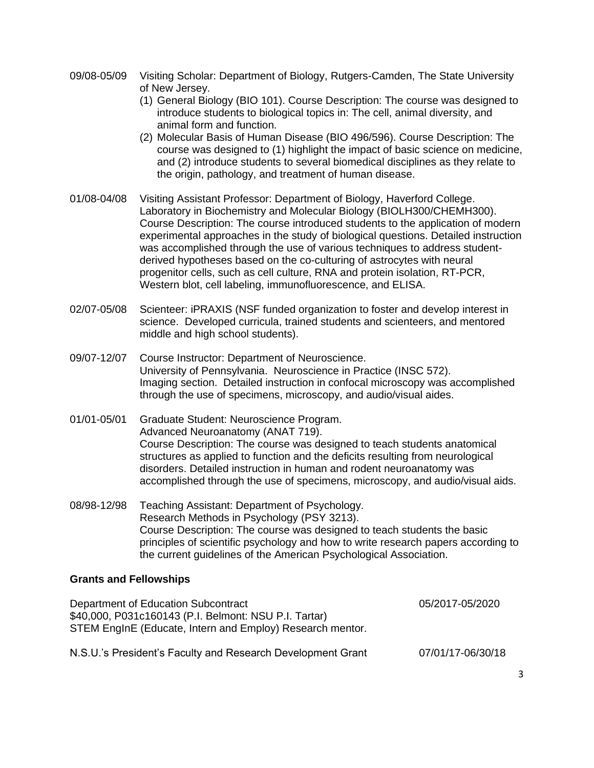09/08-05/09 Visiting Scholar: Department of Biology, Rutgers-Camden, The State University of New Jersey.

1. General Biology (BIO 101). Course Description: The course was designed to introduce students to biological topics in: The cell, animal diversity, and animal form and function.
2. Molecular Basis of Human Disease (BIO 496/596). Course Description: The course was designed to (1) highlight the impact of basic science on medicine, and (2) introduce students to several biomedical disciplines as they relate to the origin, pathology, and treatment of human disease.

01/08-04/08 Visiting Assistant Professor: Department of Biology, Haverford College. Laboratory in Biochemistry and Molecular Biology (BIOLH300/CHEMH300). Course Description: The course introduced students to the application of modern experimental approaches in the study of biological questions. Detailed instruction was accomplished through the use of various techniques to address student-derived hypotheses based on the co-culturing of astrocytes with neural progenitor cells, such as cell culture, RNA and protein isolation, RT-PCR, Western blot, cell labeling, immunofluorescence, and ELISA.

02/07-05/08 Scienteer: iPRAXIS (NSF funded organization to foster and develop interest in science. Developed curricula, trained students and scienteers, and mentored middle and high school students).

09/07-12/07 Course Instructor: Department of Neuroscience. University of Pennsylvania. Neuroscience in Practice (INSC 572). Imaging section. Detailed instruction in confocal microscopy was accomplished through the use of specimens, microscopy, and audio/visual aides.

01/01-05/01 Graduate Student: Neuroscience Program. Advanced Neuroanatomy (ANAT 719). Course Description: The course was designed to teach students anatomical structures as applied to function and the deficits resulting from neurological disorders. Detailed instruction in human and rodent neuroanatomy was accomplished through the use of specimens, microscopy, and audio/visual aids.

08/98-12/98 Teaching Assistant: Department of Psychology. Research Methods in Psychology (PSY 3213). Course Description: The course was designed to teach students the basic principles of scientific psychology and how to write research papers according to the current guidelines of the American Psychological Association.

## Grants and Fellowships

Department of Education Subcontract 05/2017-05/2020
$40,000, P031c160143 (P.I. Belmont: NSU P.I. Tartar)
STEM EngInE (Educate, Intern and Employ) Research mentor.

N.S.U.'s President's Faculty and Research Development Grant 07/01/17-06/30/18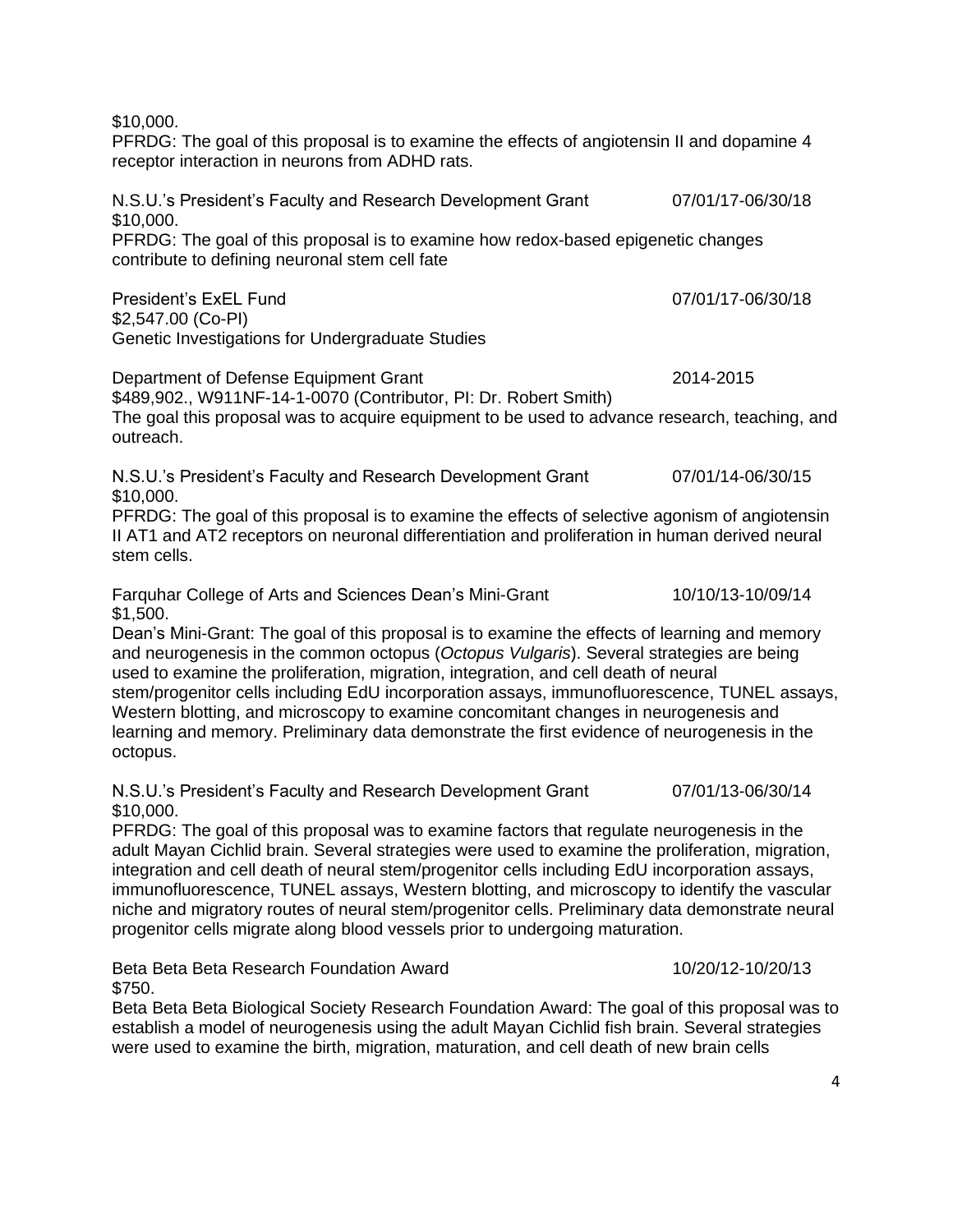$10,000.
PFRDG: The goal of this proposal is to examine the effects of angiotensin II and dopamine 4 receptor interaction in neurons from ADHD rats.

N.S.U.'s President's Faculty and Research Development Grant 07/01/17-06/30/18
$10,000.
PFRDG: The goal of this proposal is to examine how redox-based epigenetic changes contribute to defining neuronal stem cell fate

President's ExEL Fund 07/01/17-06/30/18
$2,547.00 (Co-PI)
Genetic Investigations for Undergraduate Studies

Department of Defense Equipment Grant 2014-2015
$489,902., W911NF-14-1-0070 (Contributor, PI: Dr. Robert Smith)
The goal this proposal was to acquire equipment to be used to advance research, teaching, and outreach.

N.S.U.'s President's Faculty and Research Development Grant 07/01/14-06/30/15
$10,000.
PFRDG: The goal of this proposal is to examine the effects of selective agonism of angiotensin II AT1 and AT2 receptors on neuronal differentiation and proliferation in human derived neural stem cells.

Farquhar College of Arts and Sciences Dean's Mini-Grant 10/10/13-10/09/14
$1,500.
Dean's Mini-Grant: The goal of this proposal is to examine the effects of learning and memory and neurogenesis in the common octopus (*Octopus Vulgaris*). Several strategies are being used to examine the proliferation, migration, integration, and cell death of neural stem/progenitor cells including EdU incorporation assays, immunofluorescence, TUNEL assays, Western blotting, and microscopy to examine concomitant changes in neurogenesis and learning and memory. Preliminary data demonstrate the first evidence of neurogenesis in the octopus.

N.S.U.'s President's Faculty and Research Development Grant 07/01/13-06/30/14
$10,000.
PFRDG: The goal of this proposal was to examine factors that regulate neurogenesis in the adult Mayan Cichlid brain. Several strategies were used to examine the proliferation, migration, integration and cell death of neural stem/progenitor cells including EdU incorporation assays, immunofluorescence, TUNEL assays, Western blotting, and microscopy to identify the vascular niche and migratory routes of neural stem/progenitor cells. Preliminary data demonstrate neural progenitor cells migrate along blood vessels prior to undergoing maturation.

Beta Beta Beta Research Foundation Award 10/20/12-10/20/13
$750.
Beta Beta Beta Biological Society Research Foundation Award: The goal of this proposal was to establish a model of neurogenesis using the adult Mayan Cichlid fish brain. Several strategies were used to examine the birth, migration, maturation, and cell death of new brain cells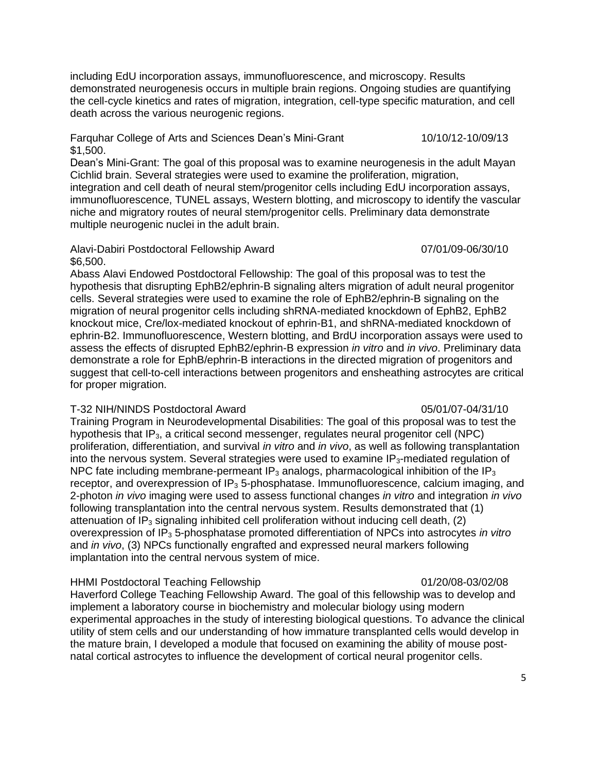including EdU incorporation assays, immunofluorescence, and microscopy. Results demonstrated neurogenesis occurs in multiple brain regions. Ongoing studies are quantifying the cell-cycle kinetics and rates of migration, integration, cell-type specific maturation, and cell death across the various neurogenic regions.

Farquhar College of Arts and Sciences Dean's Mini-Grant 10/10/12-10/09/13
$1,500.
Dean's Mini-Grant: The goal of this proposal was to examine neurogenesis in the adult Mayan Cichlid brain. Several strategies were used to examine the proliferation, migration, integration and cell death of neural stem/progenitor cells including EdU incorporation assays, immunofluorescence, TUNEL assays, Western blotting, and microscopy to identify the vascular niche and migratory routes of neural stem/progenitor cells. Preliminary data demonstrate multiple neurogenic nuclei in the adult brain.

Alavi-Dabiri Postdoctoral Fellowship Award 07/01/09-06/30/10
$6,500.
Abass Alavi Endowed Postdoctoral Fellowship: The goal of this proposal was to test the hypothesis that disrupting EphB2/ephrin-B signaling alters migration of adult neural progenitor cells. Several strategies were used to examine the role of EphB2/ephrin-B signaling on the migration of neural progenitor cells including shRNA-mediated knockdown of EphB2, EphB2 knockout mice, Cre/lox-mediated knockout of ephrin-B1, and shRNA-mediated knockdown of ephrin-B2. Immunofluorescence, Western blotting, and BrdU incorporation assays were used to assess the effects of disrupted EphB2/ephrin-B expression *in vitro* and *in vivo*. Preliminary data demonstrate a role for EphB/ephrin-B interactions in the directed migration of progenitors and suggest that cell-to-cell interactions between progenitors and ensheathing astrocytes are critical for proper migration.

T-32 NIH/NINDS Postdoctoral Award 05/01/07-04/31/10
Training Program in Neurodevelopmental Disabilities: The goal of this proposal was to test the hypothesis that $IP_3$, a critical second messenger, regulates neural progenitor cell (NPC) proliferation, differentiation, and survival *in vitro* and *in vivo*, as well as following transplantation into the nervous system. Several strategies were used to examine $IP_3$-mediated regulation of NPC fate including membrane-permeant $IP_3$ analogs, pharmacological inhibition of the $IP_3$ receptor, and overexpression of $IP_3$ 5-phosphatase. Immunofluorescence, calcium imaging, and 2-photon *in vivo* imaging were used to assess functional changes *in vitro* and integration *in vivo* following transplantation into the central nervous system. Results demonstrated that (1) attenuation of $IP_3$ signaling inhibited cell proliferation without inducing cell death, (2) overexpression of $IP_3$ 5-phosphatase promoted differentiation of NPCs into astrocytes *in vitro* and *in vivo*, (3) NPCs functionally engrafted and expressed neural markers following implantation into the central nervous system of mice.

HHMI Postdoctoral Teaching Fellowship 01/20/08-03/02/08
Haverford College Teaching Fellowship Award. The goal of this fellowship was to develop and implement a laboratory course in biochemistry and molecular biology using modern experimental approaches in the study of interesting biological questions. To advance the clinical utility of stem cells and our understanding of how immature transplanted cells would develop in the mature brain, I developed a module that focused on examining the ability of mouse post-natal cortical astrocytes to influence the development of cortical neural progenitor cells.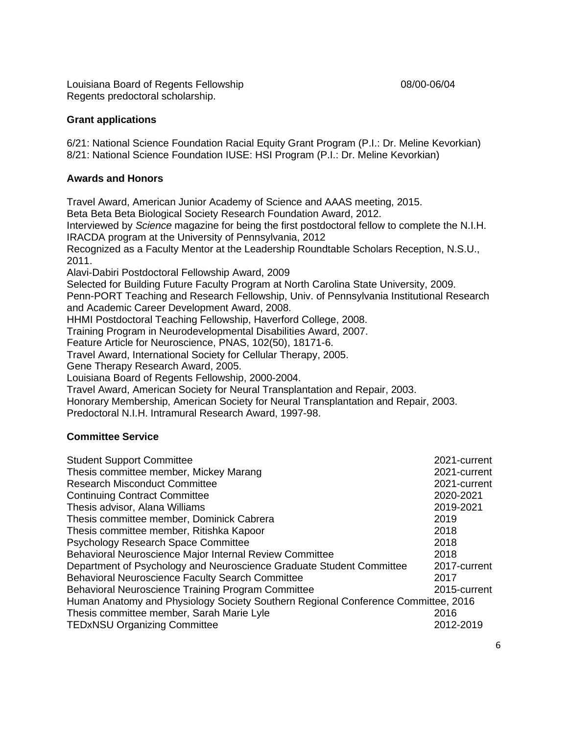Louisiana Board of Regents Fellowship 08/00-06/04
Regents predoctoral scholarship.

**Grant applications**

6/21: National Science Foundation Racial Equity Grant Program (P.I.: Dr. Meline Kevorkian)
8/21: National Science Foundation IUSE: HSI Program (P.I.: Dr. Meline Kevorkian)

**Awards and Honors**

Travel Award, American Junior Academy of Science and AAAS meeting, 2015.
Beta Beta Beta Biological Society Research Foundation Award, 2012.
Interviewed by *Science* magazine for being the first postdoctoral fellow to complete the N.I.H. IRACDA program at the University of Pennsylvania, 2012
Recognized as a Faculty Mentor at the Leadership Roundtable Scholars Reception, N.S.U., 2011.
Alavi-Dabiri Postdoctoral Fellowship Award, 2009
Selected for Building Future Faculty Program at North Carolina State University, 2009.
Penn-PORT Teaching and Research Fellowship, Univ. of Pennsylvania Institutional Research and Academic Career Development Award, 2008.
HHMI Postdoctoral Teaching Fellowship, Haverford College, 2008.
Training Program in Neurodevelopmental Disabilities Award, 2007.
Feature Article for Neuroscience, PNAS, 102(50), 18171-6.
Travel Award, International Society for Cellular Therapy, 2005.
Gene Therapy Research Award, 2005.
Louisiana Board of Regents Fellowship, 2000-2004.
Travel Award, American Society for Neural Transplantation and Repair, 2003.
Honorary Membership, American Society for Neural Transplantation and Repair, 2003.
Predoctoral N.I.H. Intramural Research Award, 1997-98.

**Committee Service**

| Committee | Years |
|---|---|
| Student Support Committee | 2021-current |
| Thesis committee member, Mickey Marang | 2021-current |
| Research Misconduct Committee | 2021-current |
| Continuing Contract Committee | 2020-2021 |
| Thesis advisor, Alana Williams | 2019-2021 |
| Thesis committee member, Dominick Cabrera | 2019 |
| Thesis committee member, Ritishka Kapoor | 2018 |
| Psychology Research Space Committee | 2018 |
| Behavioral Neuroscience Major Internal Review Committee | 2018 |
| Department of Psychology and Neuroscience Graduate Student Committee | 2017-current |
| Behavioral Neuroscience Faculty Search Committee | 2017 |
| Behavioral Neuroscience Training Program Committee | 2015-current |
| Human Anatomy and Physiology Society Southern Regional Conference Committee | 2016 |
| Thesis committee member, Sarah Marie Lyle | 2016 |
| TEDxNSU Organizing Committee | 2012-2019 |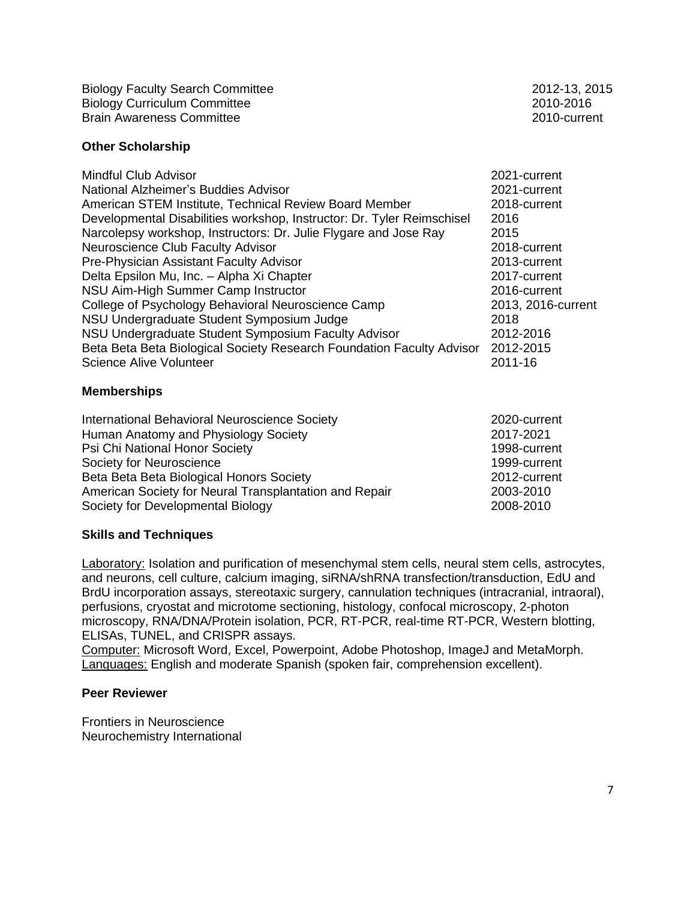| | |
|---|---|
| Biology Faculty Search Committee | 2012-13, 2015 |
| Biology Curriculum Committee | 2010-2016 |
| Brain Awareness Committee | 2010-current |

### Other Scholarship

| | |
|---|---|
| Mindful Club Advisor | 2021-current |
| National Alzheimer's Buddies Advisor | 2021-current |
| American STEM Institute, Technical Review Board Member | 2018-current |
| Developmental Disabilities workshop, Instructor: Dr. Tyler Reimschisel | 2016 |
| Narcolepsy workshop, Instructors: Dr. Julie Flygare and Jose Ray | 2015 |
| Neuroscience Club Faculty Advisor | 2018-current |
| Pre-Physician Assistant Faculty Advisor | 2013-current |
| Delta Epsilon Mu, Inc. – Alpha Xi Chapter | 2017-current |
| NSU Aim-High Summer Camp Instructor | 2016-current |
| College of Psychology Behavioral Neuroscience Camp | 2013, 2016-current |
| NSU Undergraduate Student Symposium Judge | 2018 |
| NSU Undergraduate Student Symposium Faculty Advisor | 2012-2016 |
| Beta Beta Beta Biological Society Research Foundation Faculty Advisor | 2012-2015 |
| Science Alive Volunteer | 2011-16 |

### Memberships

| | |
|---|---|
| International Behavioral Neuroscience Society | 2020-current |
| Human Anatomy and Physiology Society | 2017-2021 |
| Psi Chi National Honor Society | 1998-current |
| Society for Neuroscience | 1999-current |
| Beta Beta Beta Biological Honors Society | 2012-current |
| American Society for Neural Transplantation and Repair | 2003-2010 |
| Society for Developmental Biology | 2008-2010 |

### Skills and Techniques

<u>Laboratory:</u> Isolation and purification of mesenchymal stem cells, neural stem cells, astrocytes, and neurons, cell culture, calcium imaging, siRNA/shRNA transfection/transduction, EdU and BrdU incorporation assays, stereotaxic surgery, cannulation techniques (intracranial, intraoral), perfusions, cryostat and microtome sectioning, histology, confocal microscopy, 2-photon microscopy, RNA/DNA/Protein isolation, PCR, RT-PCR, real-time RT-PCR, Western blotting, ELISAs, TUNEL, and CRISPR assays.
<u>Computer:</u> Microsoft Word, Excel, Powerpoint, Adobe Photoshop, ImageJ and MetaMorph.
<u>Languages:</u> English and moderate Spanish (spoken fair, comprehension excellent).

### Peer Reviewer

Frontiers in Neuroscience
Neurochemistry International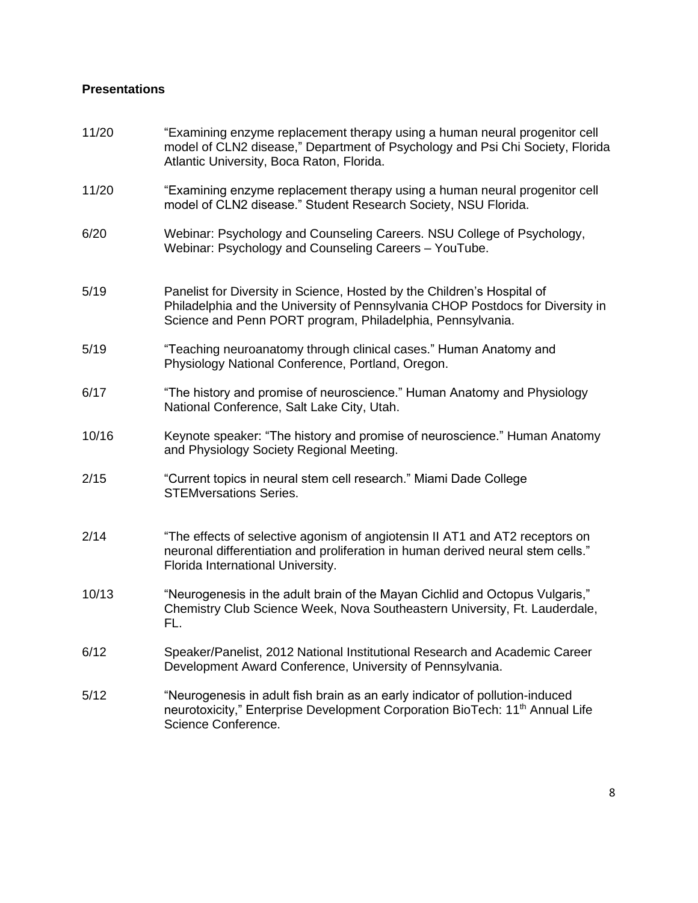**Presentations**

11/20 "Examining enzyme replacement therapy using a human neural progenitor cell model of CLN2 disease," Department of Psychology and Psi Chi Society, Florida Atlantic University, Boca Raton, Florida.

11/20 "Examining enzyme replacement therapy using a human neural progenitor cell model of CLN2 disease." Student Research Society, NSU Florida.

6/20 Webinar: Psychology and Counseling Careers. NSU College of Psychology, Webinar: Psychology and Counseling Careers – YouTube.

5/19 Panelist for Diversity in Science, Hosted by the Children's Hospital of Philadelphia and the University of Pennsylvania CHOP Postdocs for Diversity in Science and Penn PORT program, Philadelphia, Pennsylvania.

5/19 "Teaching neuroanatomy through clinical cases." Human Anatomy and Physiology National Conference, Portland, Oregon.

6/17 "The history and promise of neuroscience." Human Anatomy and Physiology National Conference, Salt Lake City, Utah.

10/16 Keynote speaker: "The history and promise of neuroscience." Human Anatomy and Physiology Society Regional Meeting.

2/15 "Current topics in neural stem cell research." Miami Dade College STEMversations Series.

2/14 "The effects of selective agonism of angiotensin II AT1 and AT2 receptors on neuronal differentiation and proliferation in human derived neural stem cells." Florida International University.

10/13 "Neurogenesis in the adult brain of the Mayan Cichlid and Octopus Vulgaris," Chemistry Club Science Week, Nova Southeastern University, Ft. Lauderdale, FL.

6/12 Speaker/Panelist, 2012 National Institutional Research and Academic Career Development Award Conference, University of Pennsylvania.

5/12 "Neurogenesis in adult fish brain as an early indicator of pollution-induced neurotoxicity," Enterprise Development Corporation BioTech: 11th Annual Life Science Conference.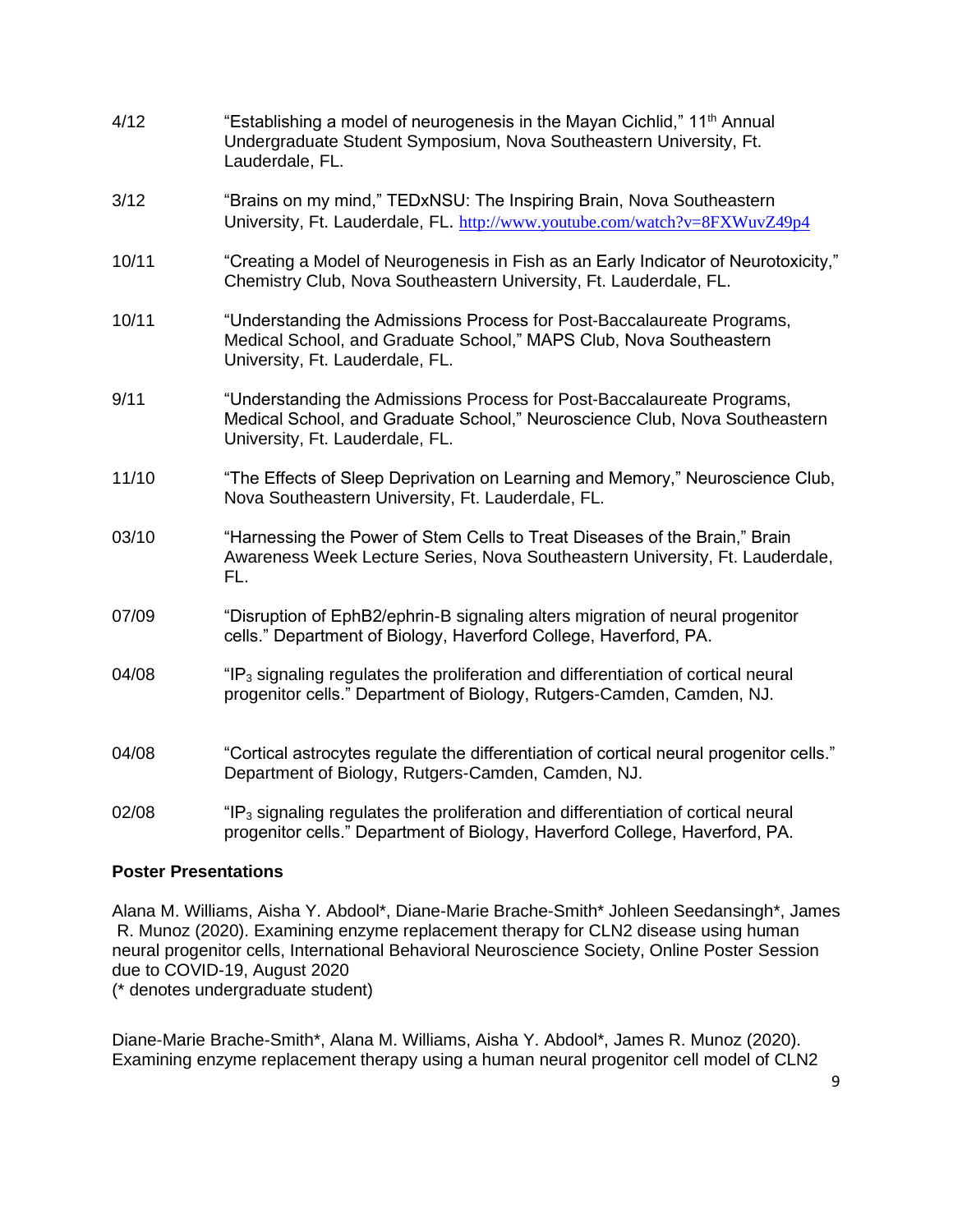4/12 "Establishing a model of neurogenesis in the Mayan Cichlid," 11th Annual Undergraduate Student Symposium, Nova Southeastern University, Ft. Lauderdale, FL.

3/12 "Brains on my mind," TEDxNSU: The Inspiring Brain, Nova Southeastern University, Ft. Lauderdale, FL. http://www.youtube.com/watch?v=8FXWuvZ49p4

10/11 "Creating a Model of Neurogenesis in Fish as an Early Indicator of Neurotoxicity," Chemistry Club, Nova Southeastern University, Ft. Lauderdale, FL.

10/11 "Understanding the Admissions Process for Post-Baccalaureate Programs, Medical School, and Graduate School," MAPS Club, Nova Southeastern University, Ft. Lauderdale, FL.

9/11 "Understanding the Admissions Process for Post-Baccalaureate Programs, Medical School, and Graduate School," Neuroscience Club, Nova Southeastern University, Ft. Lauderdale, FL.

11/10 "The Effects of Sleep Deprivation on Learning and Memory," Neuroscience Club, Nova Southeastern University, Ft. Lauderdale, FL.

03/10 "Harnessing the Power of Stem Cells to Treat Diseases of the Brain," Brain Awareness Week Lecture Series, Nova Southeastern University, Ft. Lauderdale, FL.

07/09 "Disruption of EphB2/ephrin-B signaling alters migration of neural progenitor cells." Department of Biology, Haverford College, Haverford, PA.

04/08 "$IP_3$ signaling regulates the proliferation and differentiation of cortical neural progenitor cells." Department of Biology, Rutgers-Camden, Camden, NJ.

04/08 "Cortical astrocytes regulate the differentiation of cortical neural progenitor cells." Department of Biology, Rutgers-Camden, Camden, NJ.

02/08 "$IP_3$ signaling regulates the proliferation and differentiation of cortical neural progenitor cells." Department of Biology, Haverford College, Haverford, PA.

**Poster Presentations**

Alana M. Williams, Aisha Y. Abdool*, Diane-Marie Brache-Smith* Johleen Seedansingh*, James R. Munoz (2020). Examining enzyme replacement therapy for CLN2 disease using human neural progenitor cells, International Behavioral Neuroscience Society, Online Poster Session due to COVID-19, August 2020
(* denotes undergraduate student)

Diane-Marie Brache-Smith*, Alana M. Williams, Aisha Y. Abdool*, James R. Munoz (2020). Examining enzyme replacement therapy using a human neural progenitor cell model of CLN2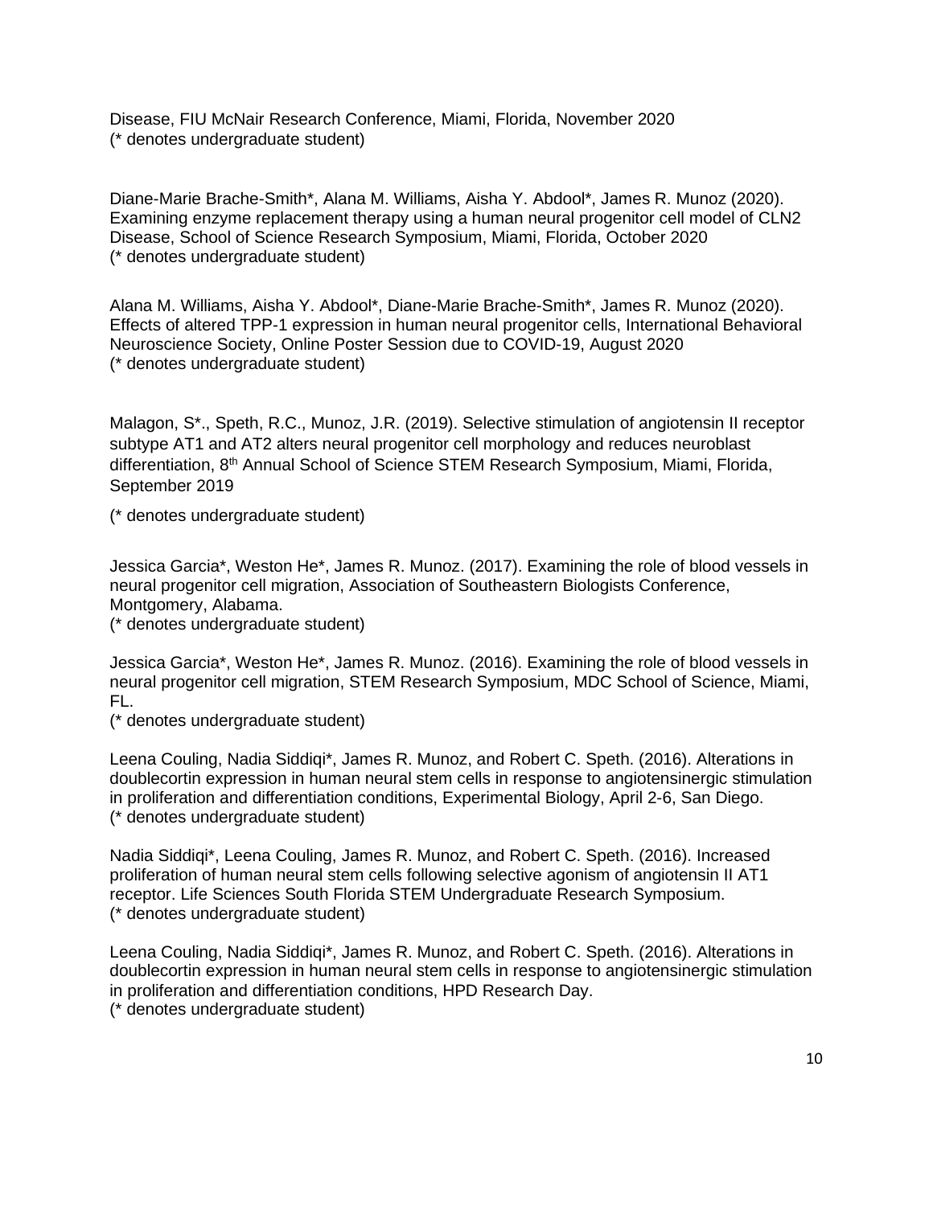Disease, FIU McNair Research Conference, Miami, Florida, November 2020
(* denotes undergraduate student)

Diane-Marie Brache-Smith*, Alana M. Williams, Aisha Y. Abdool*, James R. Munoz (2020). Examining enzyme replacement therapy using a human neural progenitor cell model of CLN2 Disease, School of Science Research Symposium, Miami, Florida, October 2020
(* denotes undergraduate student)

Alana M. Williams, Aisha Y. Abdool*, Diane-Marie Brache-Smith*, James R. Munoz (2020). Effects of altered TPP-1 expression in human neural progenitor cells, International Behavioral Neuroscience Society, Online Poster Session due to COVID-19, August 2020
(* denotes undergraduate student)

Malagon, S*., Speth, R.C., Munoz, J.R. (2019). Selective stimulation of angiotensin II receptor subtype AT1 and AT2 alters neural progenitor cell morphology and reduces neuroblast differentiation, 8th Annual School of Science STEM Research Symposium, Miami, Florida, September 2019

(* denotes undergraduate student)

Jessica Garcia*, Weston He*, James R. Munoz. (2017). Examining the role of blood vessels in neural progenitor cell migration, Association of Southeastern Biologists Conference, Montgomery, Alabama.
(* denotes undergraduate student)

Jessica Garcia*, Weston He*, James R. Munoz. (2016). Examining the role of blood vessels in neural progenitor cell migration, STEM Research Symposium, MDC School of Science, Miami, FL.
(* denotes undergraduate student)

Leena Couling, Nadia Siddiqi*, James R. Munoz, and Robert C. Speth. (2016). Alterations in doublecortin expression in human neural stem cells in response to angiotensinergic stimulation in proliferation and differentiation conditions, Experimental Biology, April 2-6, San Diego.
(* denotes undergraduate student)

Nadia Siddiqi*, Leena Couling, James R. Munoz, and Robert C. Speth. (2016). Increased proliferation of human neural stem cells following selective agonism of angiotensin II AT1 receptor. Life Sciences South Florida STEM Undergraduate Research Symposium.
(* denotes undergraduate student)

Leena Couling, Nadia Siddiqi*, James R. Munoz, and Robert C. Speth. (2016). Alterations in doublecortin expression in human neural stem cells in response to angiotensinergic stimulation in proliferation and differentiation conditions, HPD Research Day.
(* denotes undergraduate student)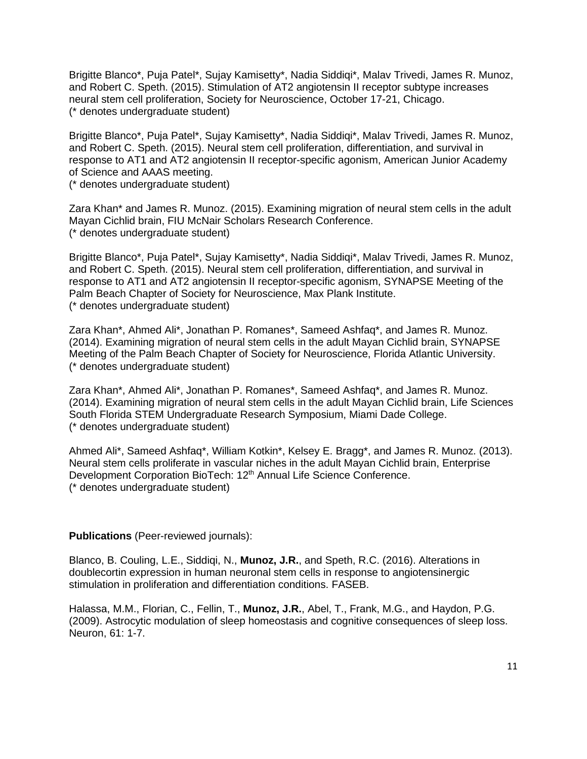Brigitte Blanco*, Puja Patel*, Sujay Kamisetty*, Nadia Siddiqi*, Malav Trivedi, James R. Munoz, and Robert C. Speth. (2015). Stimulation of AT2 angiotensin II receptor subtype increases neural stem cell proliferation, Society for Neuroscience, October 17-21, Chicago.
(* denotes undergraduate student)

Brigitte Blanco*, Puja Patel*, Sujay Kamisetty*, Nadia Siddiqi*, Malav Trivedi, James R. Munoz, and Robert C. Speth. (2015). Neural stem cell proliferation, differentiation, and survival in response to AT1 and AT2 angiotensin II receptor-specific agonism, American Junior Academy of Science and AAAS meeting.
(* denotes undergraduate student)

Zara Khan* and James R. Munoz. (2015). Examining migration of neural stem cells in the adult Mayan Cichlid brain, FIU McNair Scholars Research Conference.
(* denotes undergraduate student)

Brigitte Blanco*, Puja Patel*, Sujay Kamisetty*, Nadia Siddiqi*, Malav Trivedi, James R. Munoz, and Robert C. Speth. (2015). Neural stem cell proliferation, differentiation, and survival in response to AT1 and AT2 angiotensin II receptor-specific agonism, SYNAPSE Meeting of the Palm Beach Chapter of Society for Neuroscience, Max Plank Institute.
(* denotes undergraduate student)

Zara Khan*, Ahmed Ali*, Jonathan P. Romanes*, Sameed Ashfaq*, and James R. Munoz. (2014). Examining migration of neural stem cells in the adult Mayan Cichlid brain, SYNAPSE Meeting of the Palm Beach Chapter of Society for Neuroscience, Florida Atlantic University.
(* denotes undergraduate student)

Zara Khan*, Ahmed Ali*, Jonathan P. Romanes*, Sameed Ashfaq*, and James R. Munoz. (2014). Examining migration of neural stem cells in the adult Mayan Cichlid brain, Life Sciences South Florida STEM Undergraduate Research Symposium, Miami Dade College.
(* denotes undergraduate student)

Ahmed Ali*, Sameed Ashfaq*, William Kotkin*, Kelsey E. Bragg*, and James R. Munoz. (2013). Neural stem cells proliferate in vascular niches in the adult Mayan Cichlid brain, Enterprise Development Corporation BioTech: 12th Annual Life Science Conference.
(* denotes undergraduate student)

**Publications** (Peer-reviewed journals):

Blanco, B. Couling, L.E., Siddiqi, N., **Munoz, J.R.**, and Speth, R.C. (2016). Alterations in doublecortin expression in human neuronal stem cells in response to angiotensinergic stimulation in proliferation and differentiation conditions. FASEB.

Halassa, M.M., Florian, C., Fellin, T., **Munoz, J.R.**, Abel, T., Frank, M.G., and Haydon, P.G. (2009). Astrocytic modulation of sleep homeostasis and cognitive consequences of sleep loss. Neuron, 61: 1-7.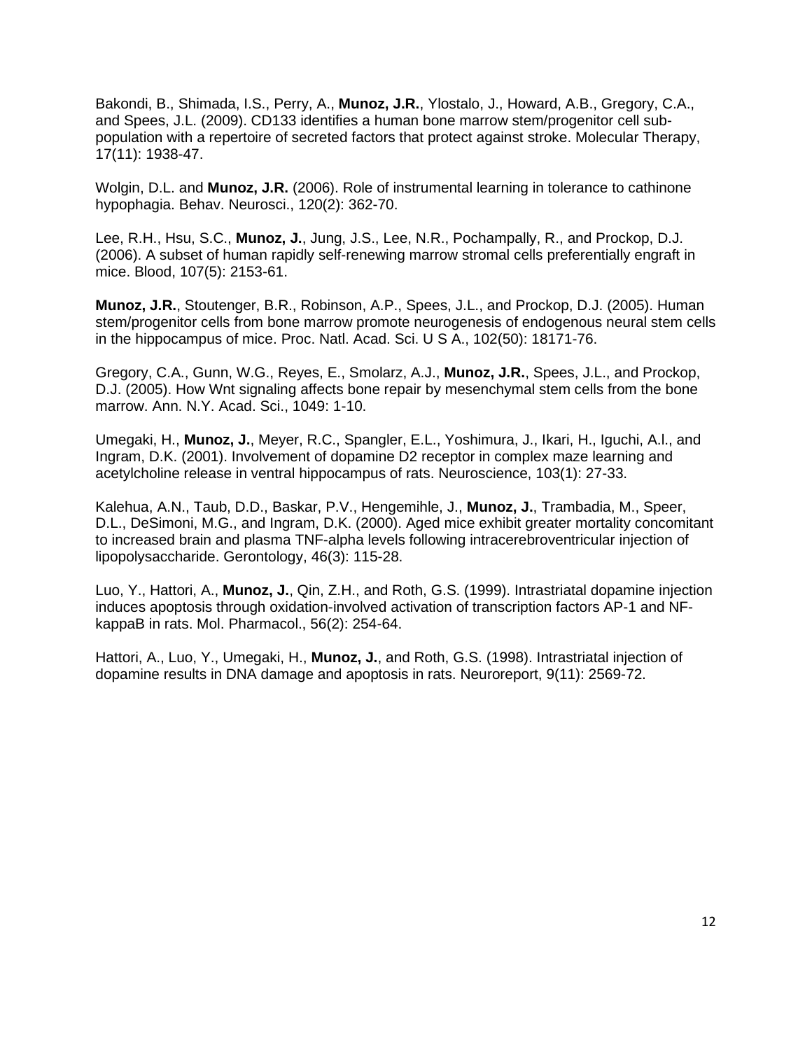Bakondi, B., Shimada, I.S., Perry, A., **Munoz, J.R.**, Ylostalo, J., Howard, A.B., Gregory, C.A., and Spees, J.L. (2009). CD133 identifies a human bone marrow stem/progenitor cell sub-population with a repertoire of secreted factors that protect against stroke. Molecular Therapy, 17(11): 1938-47.

Wolgin, D.L. and **Munoz, J.R.** (2006). Role of instrumental learning in tolerance to cathinone hypophagia. Behav. Neurosci., 120(2): 362-70.

Lee, R.H., Hsu, S.C., **Munoz, J.**, Jung, J.S., Lee, N.R., Pochampally, R., and Prockop, D.J. (2006). A subset of human rapidly self-renewing marrow stromal cells preferentially engraft in mice. Blood, 107(5): 2153-61.

**Munoz, J.R.**, Stoutenger, B.R., Robinson, A.P., Spees, J.L., and Prockop, D.J. (2005). Human stem/progenitor cells from bone marrow promote neurogenesis of endogenous neural stem cells in the hippocampus of mice. Proc. Natl. Acad. Sci. U S A., 102(50): 18171-76.

Gregory, C.A., Gunn, W.G., Reyes, E., Smolarz, A.J., **Munoz, J.R.**, Spees, J.L., and Prockop, D.J. (2005). How Wnt signaling affects bone repair by mesenchymal stem cells from the bone marrow. Ann. N.Y. Acad. Sci., 1049: 1-10.

Umegaki, H., **Munoz, J.**, Meyer, R.C., Spangler, E.L., Yoshimura, J., Ikari, H., Iguchi, A.l., and Ingram, D.K. (2001). Involvement of dopamine D2 receptor in complex maze learning and acetylcholine release in ventral hippocampus of rats. Neuroscience, 103(1): 27-33.

Kalehua, A.N., Taub, D.D., Baskar, P.V., Hengemihle, J., **Munoz, J.**, Trambadia, M., Speer, D.L., DeSimoni, M.G., and Ingram, D.K. (2000). Aged mice exhibit greater mortality concomitant to increased brain and plasma TNF-alpha levels following intracerebroventricular injection of lipopolysaccharide. Gerontology, 46(3): 115-28.

Luo, Y., Hattori, A., **Munoz, J.**, Qin, Z.H., and Roth, G.S. (1999). Intrastriatal dopamine injection induces apoptosis through oxidation-involved activation of transcription factors AP-1 and NF-kappaB in rats. Mol. Pharmacol., 56(2): 254-64.

Hattori, A., Luo, Y., Umegaki, H., **Munoz, J.**, and Roth, G.S. (1998). Intrastriatal injection of dopamine results in DNA damage and apoptosis in rats. Neuroreport, 9(11): 2569-72.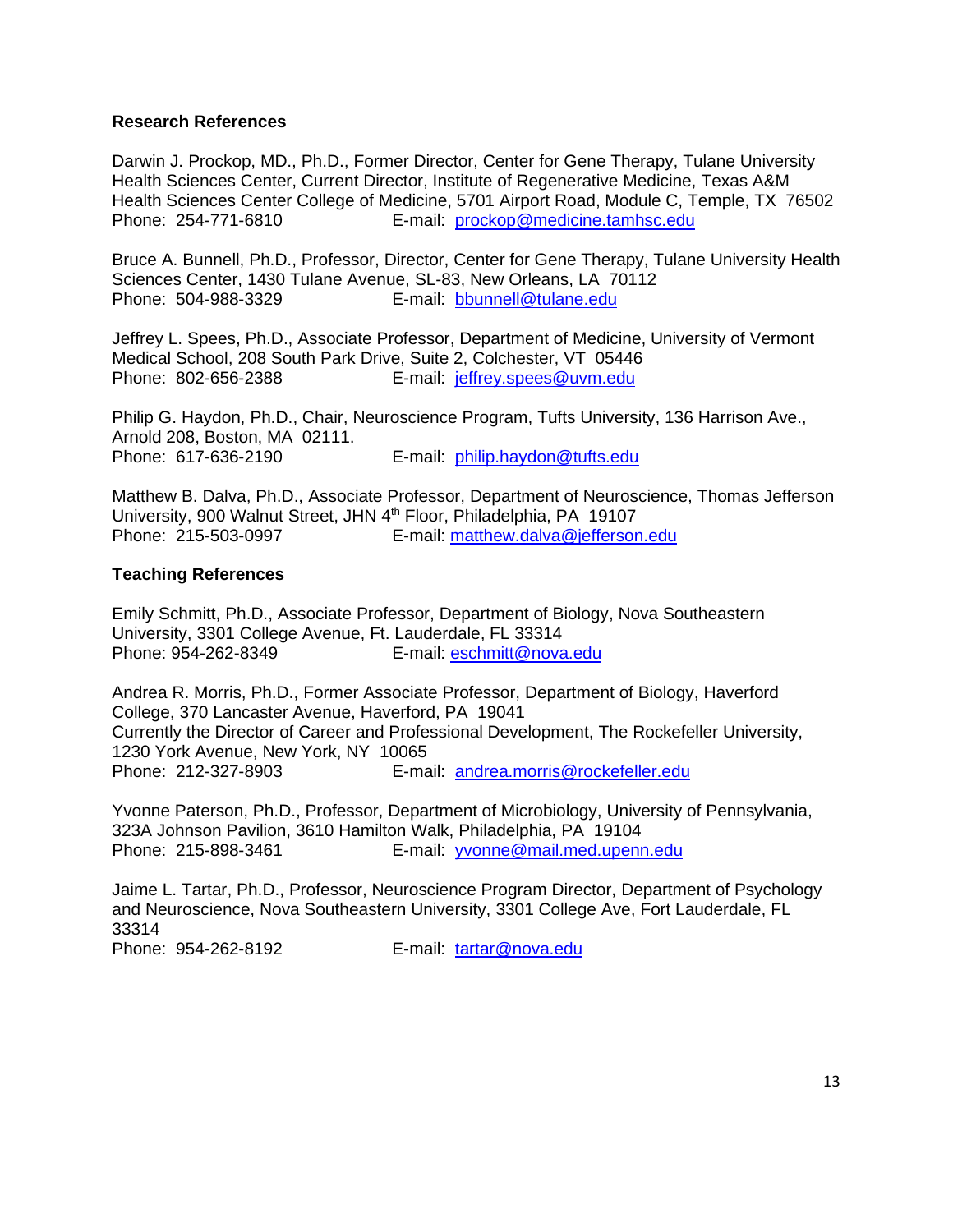**Research References**

Darwin J. Prockop, MD., Ph.D., Former Director, Center for Gene Therapy, Tulane University Health Sciences Center, Current Director, Institute of Regenerative Medicine, Texas A&M Health Sciences Center College of Medicine, 5701 Airport Road, Module C, Temple, TX 76502
Phone: 254-771-6810 E-mail: prockop@medicine.tamhsc.edu

Bruce A. Bunnell, Ph.D., Professor, Director, Center for Gene Therapy, Tulane University Health Sciences Center, 1430 Tulane Avenue, SL-83, New Orleans, LA 70112
Phone: 504-988-3329 E-mail: bbunnell@tulane.edu

Jeffrey L. Spees, Ph.D., Associate Professor, Department of Medicine, University of Vermont Medical School, 208 South Park Drive, Suite 2, Colchester, VT 05446
Phone: 802-656-2388 E-mail: jeffrey.spees@uvm.edu

Philip G. Haydon, Ph.D., Chair, Neuroscience Program, Tufts University, 136 Harrison Ave., Arnold 208, Boston, MA 02111.
Phone: 617-636-2190 E-mail: philip.haydon@tufts.edu

Matthew B. Dalva, Ph.D., Associate Professor, Department of Neuroscience, Thomas Jefferson University, 900 Walnut Street, JHN 4th Floor, Philadelphia, PA 19107
Phone: 215-503-0997 E-mail: matthew.dalva@jefferson.edu

**Teaching References**

Emily Schmitt, Ph.D., Associate Professor, Department of Biology, Nova Southeastern University, 3301 College Avenue, Ft. Lauderdale, FL 33314
Phone: 954-262-8349 E-mail: eschmitt@nova.edu

Andrea R. Morris, Ph.D., Former Associate Professor, Department of Biology, Haverford College, 370 Lancaster Avenue, Haverford, PA 19041
Currently the Director of Career and Professional Development, The Rockefeller University, 1230 York Avenue, New York, NY 10065
Phone: 212-327-8903 E-mail: andrea.morris@rockefeller.edu

Yvonne Paterson, Ph.D., Professor, Department of Microbiology, University of Pennsylvania, 323A Johnson Pavilion, 3610 Hamilton Walk, Philadelphia, PA 19104
Phone: 215-898-3461 E-mail: yvonne@mail.med.upenn.edu

Jaime L. Tartar, Ph.D., Professor, Neuroscience Program Director, Department of Psychology and Neuroscience, Nova Southeastern University, 3301 College Ave, Fort Lauderdale, FL 33314
Phone: 954-262-8192 E-mail: tartar@nova.edu